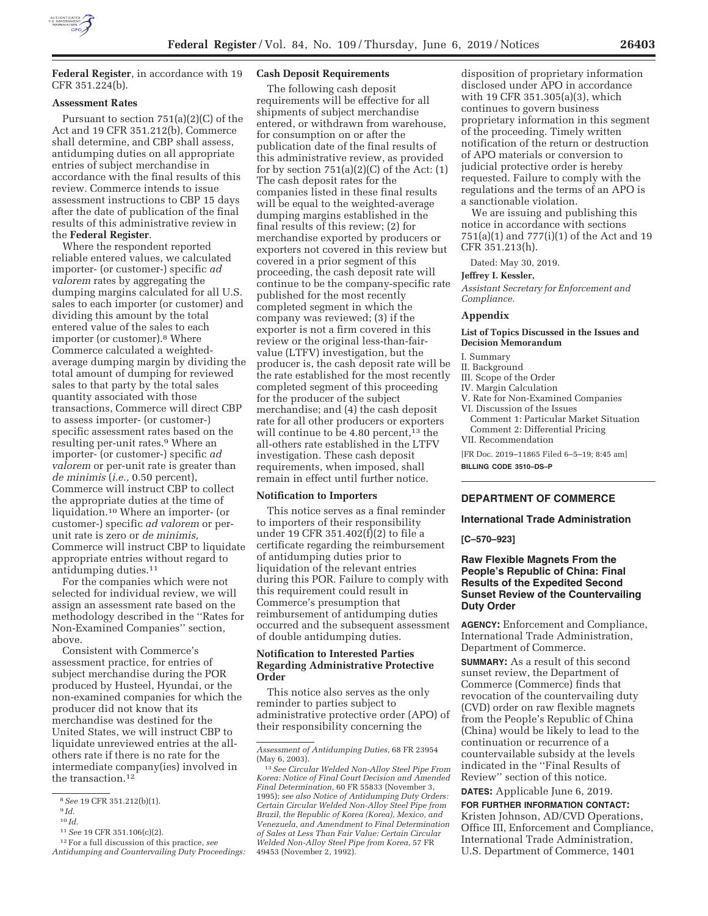**Federal Register**, in accordance with 19 CFR 351.224(b).

### Assessment Rates

Pursuant to section 751(a)(2)(C) of the Act and 19 CFR 351.212(b), Commerce shall determine, and CBP shall assess, antidumping duties on all appropriate entries of subject merchandise in accordance with the final results of this review. Commerce intends to issue assessment instructions to CBP 15 days after the date of publication of the final results of this administrative review in the **Federal Register**.

Where the respondent reported reliable entered values, we calculated importer- (or customer-) specific *ad valorem* rates by aggregating the dumping margins calculated for all U.S. sales to each importer (or customer) and dividing this amount by the total entered value of the sales to each importer (or customer).[8] Where Commerce calculated a weighted-average dumping margin by dividing the total amount of dumping for reviewed sales to that party by the total sales quantity associated with those transactions, Commerce will direct CBP to assess importer- (or customer-) specific assessment rates based on the resulting per-unit rates.[9] Where an importer- (or customer-) specific *ad valorem* or per-unit rate is greater than *de minimis* (*i.e.,* 0.50 percent), Commerce will instruct CBP to collect the appropriate duties at the time of liquidation.[10] Where an importer- (or customer-) specific *ad valorem* or per-unit rate is zero or *de minimis,* Commerce will instruct CBP to liquidate appropriate entries without regard to antidumping duties.[11]

For the companies which were not selected for individual review, we will assign an assessment rate based on the methodology described in the ''Rates for Non-Examined Companies'' section, above.

Consistent with Commerce's assessment practice, for entries of subject merchandise during the POR produced by Husteel, Hyundai, or the non-examined companies for which the producer did not know that its merchandise was destined for the United States, we will instruct CBP to liquidate unreviewed entries at the all-others rate if there is no rate for the intermediate company(ies) involved in the transaction.[12]

### Cash Deposit Requirements

The following cash deposit requirements will be effective for all shipments of subject merchandise entered, or withdrawn from warehouse, for consumption on or after the publication date of the final results of this administrative review, as provided for by section 751(a)(2)(C) of the Act: (1) The cash deposit rates for the companies listed in these final results will be equal to the weighted-average dumping margins established in the final results of this review; (2) for merchandise exported by producers or exporters not covered in this review but covered in a prior segment of this proceeding, the cash deposit rate will continue to be the company-specific rate published for the most recently completed segment in which the company was reviewed; (3) if the exporter is not a firm covered in this review or the original less-than-fair-value (LTFV) investigation, but the producer is, the cash deposit rate will be the rate established for the most recently completed segment of this proceeding for the producer of the subject merchandise; and (4) the cash deposit rate for all other producers or exporters will continue to be 4.80 percent,[13] the all-others rate established in the LTFV investigation. These cash deposit requirements, when imposed, shall remain in effect until further notice.

### Notification to Importers

This notice serves as a final reminder to importers of their responsibility under 19 CFR 351.402(f)(2) to file a certificate regarding the reimbursement of antidumping duties prior to liquidation of the relevant entries during this POR. Failure to comply with this requirement could result in Commerce's presumption that reimbursement of antidumping duties occurred and the subsequent assessment of double antidumping duties.

### Notification to Interested Parties Regarding Administrative Protective Order

This notice also serves as the only reminder to parties subject to administrative protective order (APO) of their responsibility concerning the disposition of proprietary information disclosed under APO in accordance with 19 CFR 351.305(a)(3), which continues to govern business proprietary information in this segment of the proceeding. Timely written notification of the return or destruction of APO materials or conversion to judicial protective order is hereby requested. Failure to comply with the regulations and the terms of an APO is a sanctionable violation.

We are issuing and publishing this notice in accordance with sections 751(a)(1) and 777(i)(1) of the Act and 19 CFR 351.213(h).

Dated: May 30, 2019.

**Jeffrey I. Kessler,**

*Assistant Secretary for Enforcement and Compliance.*

### Appendix

#### List of Topics Discussed in the Issues and Decision Memorandum

I. Summary
II. Background
III. Scope of the Order
IV. Margin Calculation
V. Rate for Non-Examined Companies
VI. Discussion of the Issues
  Comment 1: Particular Market Situation
  Comment 2: Differential Pricing
VII. Recommendation

[FR Doc. 2019–11865 Filed 6–5–19; 8:45 am]

**BILLING CODE 3510–DS–P**

---

[8] *See* 19 CFR 351.212(b)(1).

[9] *Id.*

[10] *Id.*

[11] *See* 19 CFR 351.106(c)(2).

[12] For a full discussion of this practice, *see Antidumping and Countervailing Duty Proceedings: Assessment of Antidumping Duties,* 68 FR 23954 (May 6, 2003).

[13] *See Circular Welded Non-Alloy Steel Pipe From Korea: Notice of Final Court Decision and Amended Final Determination,* 60 FR 55833 (November 3, 1995); *see also Notice of Antidumping Duty Orders: Certain Circular Welded Non-Alloy Steel Pipe from Brazil, the Republic of Korea (Korea), Mexico, and Venezuela, and Amendment to Final Determination of Sales at Less Than Fair Value: Certain Circular Welded Non-Alloy Steel Pipe from Korea,* 57 FR 49453 (November 2, 1992).

---

## DEPARTMENT OF COMMERCE

### International Trade Administration

**[C–570–923]**

### Raw Flexible Magnets From the People's Republic of China: Final Results of the Expedited Second Sunset Review of the Countervailing Duty Order

**AGENCY:** Enforcement and Compliance, International Trade Administration, Department of Commerce.

**SUMMARY:** As a result of this second sunset review, the Department of Commerce (Commerce) finds that revocation of the countervailing duty (CVD) order on raw flexible magnets from the People's Republic of China (China) would be likely to lead to the continuation or recurrence of a countervailable subsidy at the levels indicated in the ''Final Results of Review'' section of this notice.

**DATES:** Applicable June 6, 2019.

**FOR FURTHER INFORMATION CONTACT:** Kristen Johnson, AD/CVD Operations, Office III, Enforcement and Compliance, International Trade Administration, U.S. Department of Commerce, 1401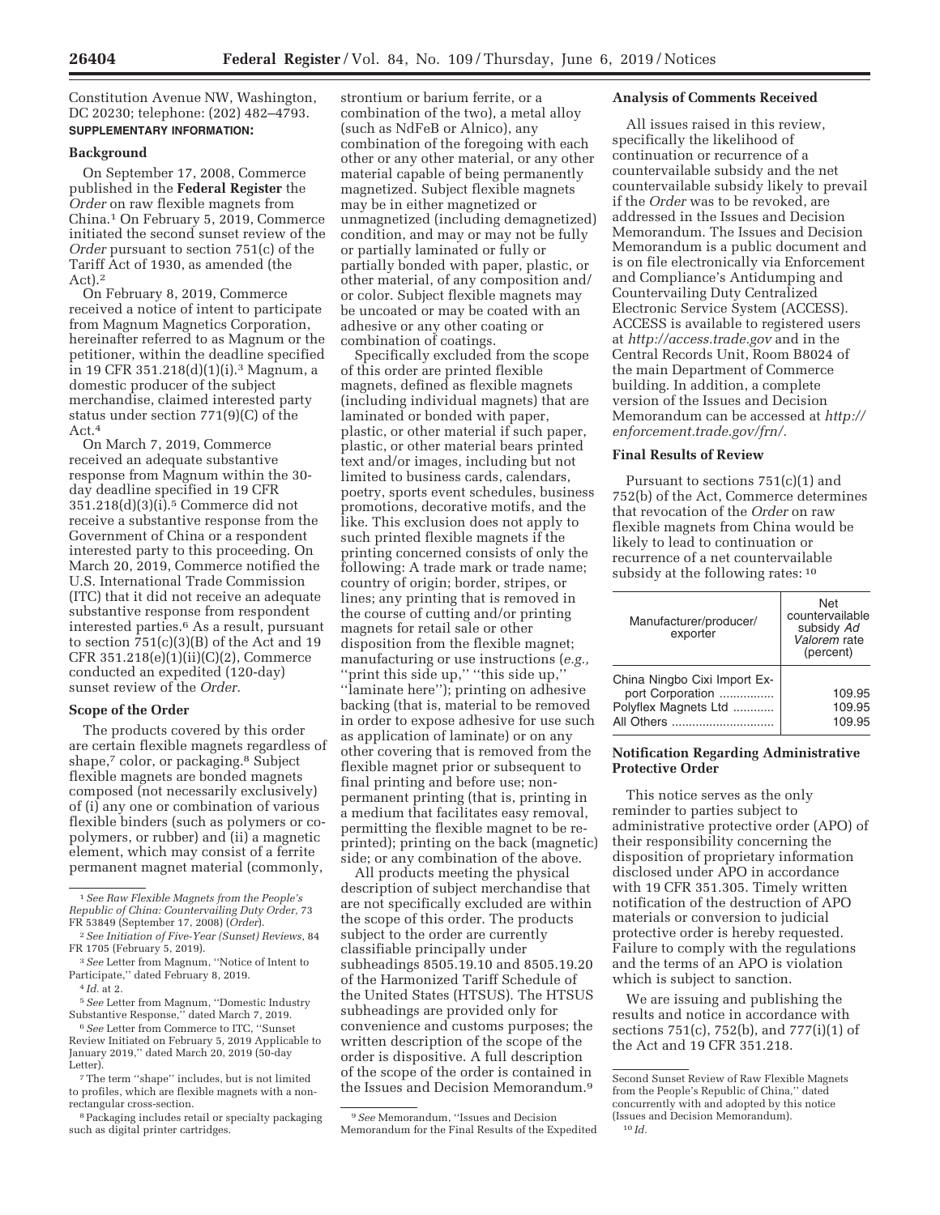Constitution Avenue NW, Washington, DC 20230; telephone: (202) 482–4793.

**SUPPLEMENTARY INFORMATION:**

## Background

On September 17, 2008, Commerce published in the **Federal Register** the *Order* on raw flexible magnets from China.[1] On February 5, 2019, Commerce initiated the second sunset review of the *Order* pursuant to section 751(c) of the Tariff Act of 1930, as amended (the Act).[2]

On February 8, 2019, Commerce received a notice of intent to participate from Magnum Magnetics Corporation, hereinafter referred to as Magnum or the petitioner, within the deadline specified in 19 CFR 351.218(d)(1)(i).[3] Magnum, a domestic producer of the subject merchandise, claimed interested party status under section 771(9)(C) of the Act.[4]

On March 7, 2019, Commerce received an adequate substantive response from Magnum within the 30-day deadline specified in 19 CFR 351.218(d)(3)(i).[5] Commerce did not receive a substantive response from the Government of China or a respondent interested party to this proceeding. On March 20, 2019, Commerce notified the U.S. International Trade Commission (ITC) that it did not receive an adequate substantive response from respondent interested parties.[6] As a result, pursuant to section 751(c)(3)(B) of the Act and 19 CFR 351.218(e)(1)(ii)(C)(2), Commerce conducted an expedited (120-day) sunset review of the *Order.*

## Scope of the Order

The products covered by this order are certain flexible magnets regardless of shape,[7] color, or packaging.[8] Subject flexible magnets are bonded magnets composed (not necessarily exclusively) of (i) any one or combination of various flexible binders (such as polymers or co-polymers, or rubber) and (ii) a magnetic element, which may consist of a ferrite permanent magnet material (commonly, strontium or barium ferrite, or a combination of the two), a metal alloy (such as NdFeB or Alnico), any combination of the foregoing with each other or any other material, or any other material capable of being permanently magnetized. Subject flexible magnets may be in either magnetized or unmagnetized (including demagnetized) condition, and may or may not be fully or partially laminated or fully or partially bonded with paper, plastic, or other material, of any composition and/or color. Subject flexible magnets may be uncoated or may be coated with an adhesive or any other coating or combination of coatings.

Specifically excluded from the scope of this order are printed flexible magnets, defined as flexible magnets (including individual magnets) that are laminated or bonded with paper, plastic, or other material if such paper, plastic, or other material bears printed text and/or images, including but not limited to business cards, calendars, poetry, sports event schedules, business promotions, decorative motifs, and the like. This exclusion does not apply to such printed flexible magnets if the printing concerned consists of only the following: A trade mark or trade name; country of origin; border, stripes, or lines; any printing that is removed in the course of cutting and/or printing magnets for retail sale or other disposition from the flexible magnet; manufacturing or use instructions (*e.g.,* "print this side up," "this side up," "laminate here"); printing on adhesive backing (that is, material to be removed in order to expose adhesive for use such as application of laminate) or on any other covering that is removed from the flexible magnet prior or subsequent to final printing and before use; non-permanent printing (that is, printing in a medium that facilitates easy removal, permitting the flexible magnet to be re-printed); printing on the back (magnetic) side; or any combination of the above.

All products meeting the physical description of subject merchandise that are not specifically excluded are within the scope of this order. The products subject to the order are currently classifiable principally under subheadings 8505.19.10 and 8505.19.20 of the Harmonized Tariff Schedule of the United States (HTSUS). The HTSUS subheadings are provided only for convenience and customs purposes; the written description of the scope of the order is dispositive. A full description of the scope of the order is contained in the Issues and Decision Memorandum.[9]

## Analysis of Comments Received

All issues raised in this review, specifically the likelihood of continuation or recurrence of a countervailable subsidy and the net countervailable subsidy likely to prevail if the *Order* was to be revoked, are addressed in the Issues and Decision Memorandum. The Issues and Decision Memorandum is a public document and is on file electronically via Enforcement and Compliance's Antidumping and Countervailing Duty Centralized Electronic Service System (ACCESS). ACCESS is available to registered users at *http://access.trade.gov* and in the Central Records Unit, Room B8024 of the main Department of Commerce building. In addition, a complete version of the Issues and Decision Memorandum can be accessed at *http://enforcement.trade.gov/frn/.*

## Final Results of Review

Pursuant to sections 751(c)(1) and 752(b) of the Act, Commerce determines that revocation of the *Order* on raw flexible magnets from China would be likely to lead to continuation or recurrence of a net countervailable subsidy at the following rates:[10]

| Manufacturer/producer/exporter | Net countervailable subsidy *Ad Valorem* rate (percent) |
|---|---|
| China Ningbo Cixi Import Export Corporation | 109.95 |
| Polyflex Magnets Ltd | 109.95 |
| All Others | 109.95 |

## Notification Regarding Administrative Protective Order

This notice serves as the only reminder to parties subject to administrative protective order (APO) of their responsibility concerning the disposition of proprietary information disclosed under APO in accordance with 19 CFR 351.305. Timely written notification of the destruction of APO materials or conversion to judicial protective order is hereby requested. Failure to comply with the regulations and the terms of an APO is violation which is subject to sanction.

We are issuing and publishing the results and notice in accordance with sections 751(c), 752(b), and 777(i)(1) of the Act and 19 CFR 351.218.

---

[1] *See Raw Flexible Magnets from the People's Republic of China: Countervailing Duty Order,* 73 FR 53849 (September 17, 2008) (*Order*).

[2] *See Initiation of Five-Year (Sunset) Reviews,* 84 FR 1705 (February 5, 2019).

[3] *See* Letter from Magnum, "Notice of Intent to Participate," dated February 8, 2019.

[4] *Id.* at 2.

[5] *See* Letter from Magnum, "Domestic Industry Substantive Response," dated March 7, 2019.

[6] *See* Letter from Commerce to ITC, "Sunset Review Initiated on February 5, 2019 Applicable to January 2019," dated March 20, 2019 (50-day Letter).

[7] The term "shape" includes, but is not limited to profiles, which are flexible magnets with a non-rectangular cross-section.

[8] Packaging includes retail or specialty packaging such as digital printer cartridges.

[9] *See* Memorandum, "Issues and Decision Memorandum for the Final Results of the Expedited Second Sunset Review of Raw Flexible Magnets from the People's Republic of China," dated concurrently with and adopted by this notice (Issues and Decision Memorandum).

[10] *Id.*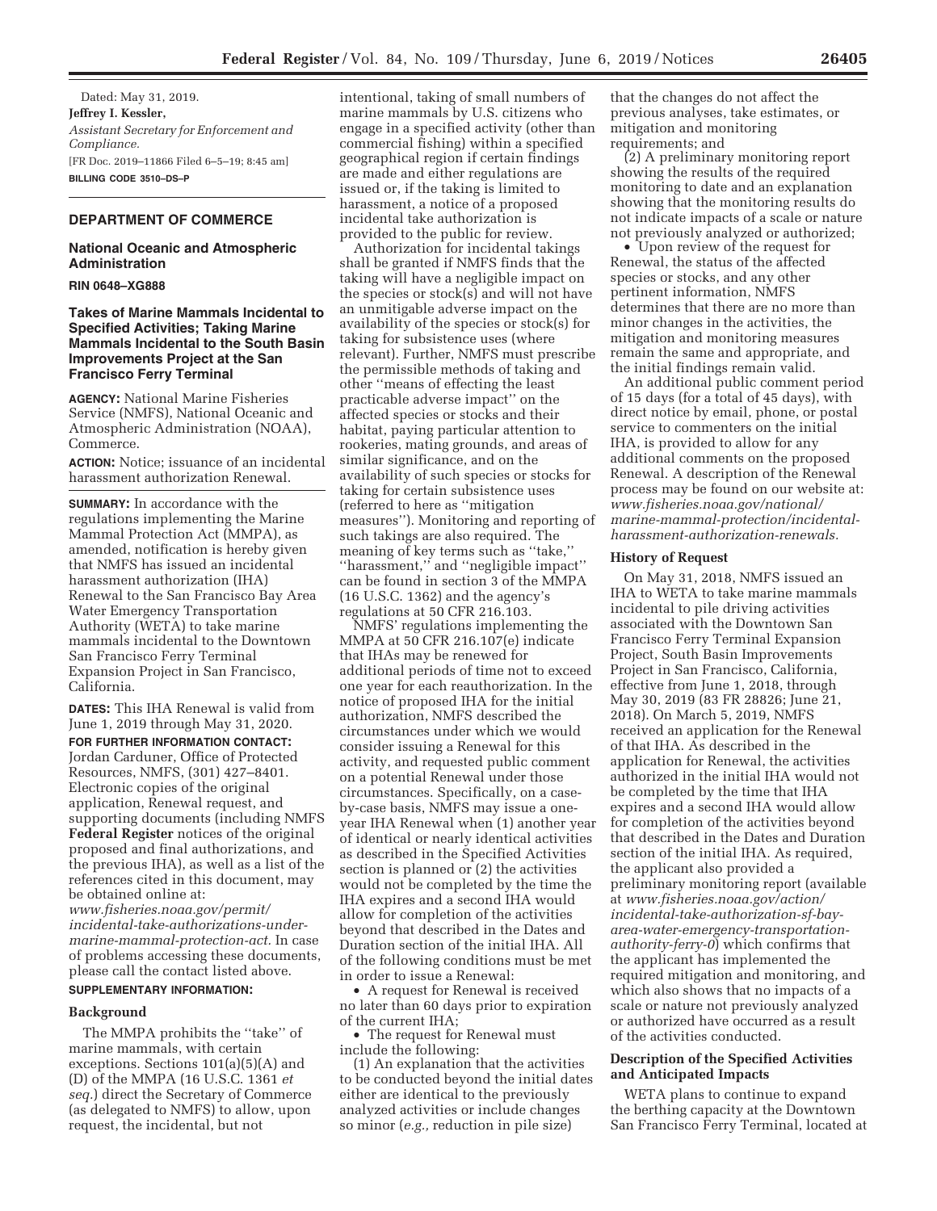Dated: May 31, 2019.

**Jeffrey I. Kessler,**

*Assistant Secretary for Enforcement and Compliance.*

[FR Doc. 2019–11866 Filed 6–5–19; 8:45 am]

**BILLING CODE 3510–DS–P**

## DEPARTMENT OF COMMERCE

### National Oceanic and Atmospheric Administration

**RIN 0648–XG888**

### Takes of Marine Mammals Incidental to Specified Activities; Taking Marine Mammals Incidental to the South Basin Improvements Project at the San Francisco Ferry Terminal

**AGENCY:** National Marine Fisheries Service (NMFS), National Oceanic and Atmospheric Administration (NOAA), Commerce.

**ACTION:** Notice; issuance of an incidental harassment authorization Renewal.

**SUMMARY:** In accordance with the regulations implementing the Marine Mammal Protection Act (MMPA), as amended, notification is hereby given that NMFS has issued an incidental harassment authorization (IHA) Renewal to the San Francisco Bay Area Water Emergency Transportation Authority (WETA) to take marine mammals incidental to the Downtown San Francisco Ferry Terminal Expansion Project in San Francisco, California.

**DATES:** This IHA Renewal is valid from June 1, 2019 through May 31, 2020.

**FOR FURTHER INFORMATION CONTACT:** Jordan Carduner, Office of Protected Resources, NMFS, (301) 427–8401. Electronic copies of the original application, Renewal request, and supporting documents (including NMFS **Federal Register** notices of the original proposed and final authorizations, and the previous IHA), as well as a list of the references cited in this document, may be obtained online at: *www.fisheries.noaa.gov/permit/incidental-take-authorizations-under-marine-mammal-protection-act.* In case of problems accessing these documents, please call the contact listed above.

**SUPPLEMENTARY INFORMATION:**

#### Background

The MMPA prohibits the ''take'' of marine mammals, with certain exceptions. Sections 101(a)(5)(A) and (D) of the MMPA (16 U.S.C. 1361 *et seq.*) direct the Secretary of Commerce (as delegated to NMFS) to allow, upon request, the incidental, but not intentional, taking of small numbers of marine mammals by U.S. citizens who engage in a specified activity (other than commercial fishing) within a specified geographical region if certain findings are made and either regulations are issued or, if the taking is limited to harassment, a notice of a proposed incidental take authorization is provided to the public for review.

Authorization for incidental takings shall be granted if NMFS finds that the taking will have a negligible impact on the species or stock(s) and will not have an unmitigable adverse impact on the availability of the species or stock(s) for taking for subsistence uses (where relevant). Further, NMFS must prescribe the permissible methods of taking and other ''means of effecting the least practicable adverse impact'' on the affected species or stocks and their habitat, paying particular attention to rookeries, mating grounds, and areas of similar significance, and on the availability of such species or stocks for taking for certain subsistence uses (referred to here as ''mitigation measures''). Monitoring and reporting of such takings are also required. The meaning of key terms such as ''take,'' ''harassment,'' and ''negligible impact'' can be found in section 3 of the MMPA (16 U.S.C. 1362) and the agency's regulations at 50 CFR 216.103.

NMFS' regulations implementing the MMPA at 50 CFR 216.107(e) indicate that IHAs may be renewed for additional periods of time not to exceed one year for each reauthorization. In the notice of proposed IHA for the initial authorization, NMFS described the circumstances under which we would consider issuing a Renewal for this activity, and requested public comment on a potential Renewal under those circumstances. Specifically, on a case-by-case basis, NMFS may issue a one-year IHA Renewal when (1) another year of identical or nearly identical activities as described in the Specified Activities section is planned or (2) the activities would not be completed by the time the IHA expires and a second IHA would allow for completion of the activities beyond that described in the Dates and Duration section of the initial IHA. All of the following conditions must be met in order to issue a Renewal:

- A request for Renewal is received no later than 60 days prior to expiration of the current IHA;
- The request for Renewal must include the following:

(1) An explanation that the activities to be conducted beyond the initial dates either are identical to the previously analyzed activities or include changes so minor (*e.g.,* reduction in pile size) that the changes do not affect the previous analyses, take estimates, or mitigation and monitoring requirements; and

(2) A preliminary monitoring report showing the results of the required monitoring to date and an explanation showing that the monitoring results do not indicate impacts of a scale or nature not previously analyzed or authorized;

- Upon review of the request for Renewal, the status of the affected species or stocks, and any other pertinent information, NMFS determines that there are no more than minor changes in the activities, the mitigation and monitoring measures remain the same and appropriate, and the initial findings remain valid.

An additional public comment period of 15 days (for a total of 45 days), with direct notice by email, phone, or postal service to commenters on the initial IHA, is provided to allow for any additional comments on the proposed Renewal. A description of the Renewal process may be found on our website at: *www.fisheries.noaa.gov/national/marine-mammal-protection/incidental-harassment-authorization-renewals.*

#### History of Request

On May 31, 2018, NMFS issued an IHA to WETA to take marine mammals incidental to pile driving activities associated with the Downtown San Francisco Ferry Terminal Expansion Project, South Basin Improvements Project in San Francisco, California, effective from June 1, 2018, through May 30, 2019 (83 FR 28826; June 21, 2018). On March 5, 2019, NMFS received an application for the Renewal of that IHA. As described in the application for Renewal, the activities authorized in the initial IHA would not be completed by the time that IHA expires and a second IHA would allow for completion of the activities beyond that described in the Dates and Duration section of the initial IHA. As required, the applicant also provided a preliminary monitoring report (available at *www.fisheries.noaa.gov/action/incidental-take-authorization-sf-bay-area-water-emergency-transportation-authority-ferry-0*) which confirms that the applicant has implemented the required mitigation and monitoring, and which also shows that no impacts of a scale or nature not previously analyzed or authorized have occurred as a result of the activities conducted.

#### Description of the Specified Activities and Anticipated Impacts

WETA plans to continue to expand the berthing capacity at the Downtown San Francisco Ferry Terminal, located at